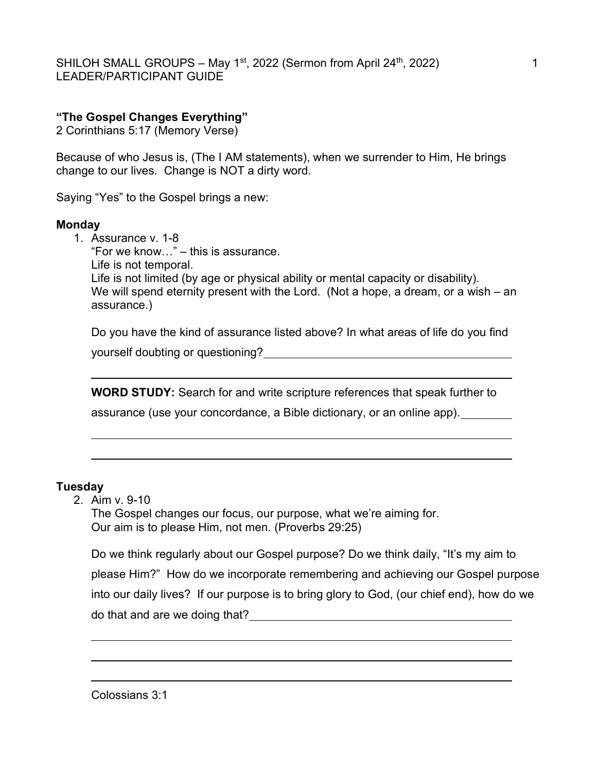SHILOH SMALL GROUPS – May 1st, 2022 (Sermon from April 24th, 2022)
LEADER/PARTICIPANT GUIDE

**"The Gospel Changes Everything"**
2 Corinthians 5:17 (Memory Verse)

Because of who Jesus is, (The I AM statements), when we surrender to Him, He brings change to our lives. Change is NOT a dirty word.

Saying "Yes" to the Gospel brings a new:

**Monday**

1. Assurance v. 1-8
   "For we know…" – this is assurance.
   Life is not temporal.
   Life is not limited (by age or physical ability or mental capacity or disability).
   We will spend eternity present with the Lord. (Not a hope, a dream, or a wish – an assurance.)

   Do you have the kind of assurance listed above? In what areas of life do you find yourself doubting or questioning?\_\_\_\_\_\_\_\_\_\_\_\_\_\_\_\_\_\_\_\_\_\_\_\_\_\_\_\_\_\_\_\_\_\_\_\_\_\_\_\_

   \_\_\_\_\_\_\_\_\_\_\_\_\_\_\_\_\_\_\_\_\_\_\_\_\_\_\_\_\_\_\_\_\_\_\_\_\_\_\_\_\_\_\_\_\_\_\_\_\_\_\_\_\_\_\_\_\_\_\_\_\_\_\_\_\_\_\_\_

   **WORD STUDY:** Search for and write scripture references that speak further to assurance (use your concordance, a Bible dictionary, or an online app).\_\_\_\_\_\_\_\_

   \_\_\_\_\_\_\_\_\_\_\_\_\_\_\_\_\_\_\_\_\_\_\_\_\_\_\_\_\_\_\_\_\_\_\_\_\_\_\_\_\_\_\_\_\_\_\_\_\_\_\_\_\_\_\_\_\_\_\_\_\_\_\_\_\_\_\_\_

   \_\_\_\_\_\_\_\_\_\_\_\_\_\_\_\_\_\_\_\_\_\_\_\_\_\_\_\_\_\_\_\_\_\_\_\_\_\_\_\_\_\_\_\_\_\_\_\_\_\_\_\_\_\_\_\_\_\_\_\_\_\_\_\_\_\_\_\_

**Tuesday**

2. Aim v. 9-10
   The Gospel changes our focus, our purpose, what we're aiming for.
   Our aim is to please Him, not men. (Proverbs 29:25)

   Do we think regularly about our Gospel purpose? Do we think daily, "It's my aim to please Him?" How do we incorporate remembering and achieving our Gospel purpose into our daily lives? If our purpose is to bring glory to God, (our chief end), how do we do that and are we doing that?\_\_\_\_\_\_\_\_\_\_\_\_\_\_\_\_\_\_\_\_\_\_\_\_\_\_\_\_\_\_\_\_\_\_\_\_\_\_\_\_\_\_

   \_\_\_\_\_\_\_\_\_\_\_\_\_\_\_\_\_\_\_\_\_\_\_\_\_\_\_\_\_\_\_\_\_\_\_\_\_\_\_\_\_\_\_\_\_\_\_\_\_\_\_\_\_\_\_\_\_\_\_\_\_\_\_\_\_\_\_\_

   \_\_\_\_\_\_\_\_\_\_\_\_\_\_\_\_\_\_\_\_\_\_\_\_\_\_\_\_\_\_\_\_\_\_\_\_\_\_\_\_\_\_\_\_\_\_\_\_\_\_\_\_\_\_\_\_\_\_\_\_\_\_\_\_\_\_\_\_

   \_\_\_\_\_\_\_\_\_\_\_\_\_\_\_\_\_\_\_\_\_\_\_\_\_\_\_\_\_\_\_\_\_\_\_\_\_\_\_\_\_\_\_\_\_\_\_\_\_\_\_\_\_\_\_\_\_\_\_\_\_\_\_\_\_\_\_\_

   Colossians 3:1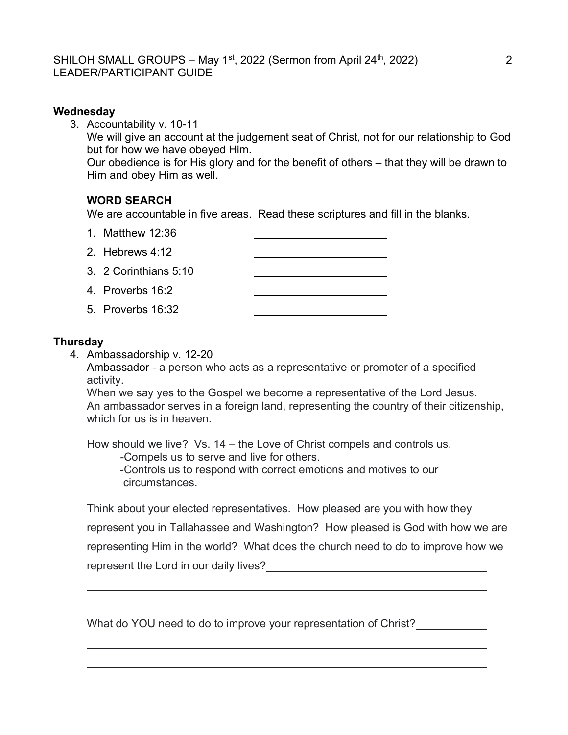## Wednesday

3. Accountability v. 10-11

   We will give an account at the judgement seat of Christ, not for our relationship to God but for how we have obeyed Him.

   Our obedience is for His glory and for the benefit of others – that they will be drawn to Him and obey Him as well.

   **WORD SEARCH**

   We are accountable in five areas. Read these scriptures and fill in the blanks.

   1. Matthew 12:36 \_\_\_\_\_\_\_\_\_\_\_\_\_\_\_\_\_\_\_\_
   2. Hebrews 4:12 \_\_\_\_\_\_\_\_\_\_\_\_\_\_\_\_\_\_\_\_
   3. 2 Corinthians 5:10 \_\_\_\_\_\_\_\_\_\_\_\_\_\_\_\_\_\_\_\_
   4. Proverbs 16:2 \_\_\_\_\_\_\_\_\_\_\_\_\_\_\_\_\_\_\_\_
   5. Proverbs 16:32 \_\_\_\_\_\_\_\_\_\_\_\_\_\_\_\_\_\_\_\_

## Thursday

4. Ambassadorship v. 12-20

   Ambassador - a person who acts as a representative or promoter of a specified activity.

   When we say yes to the Gospel we become a representative of the Lord Jesus.

   An ambassador serves in a foreign land, representing the country of their citizenship, which for us is in heaven.

   How should we live? Vs. 14 – the Love of Christ compels and controls us.

   -Compels us to serve and live for others.

   -Controls us to respond with correct emotions and motives to our circumstances.

   Think about your elected representatives. How pleased are you with how they represent you in Tallahassee and Washington? How pleased is God with how we are representing Him in the world? What does the church need to do to improve how we represent the Lord in our daily lives? \_\_\_\_\_\_\_\_\_\_\_\_\_\_\_\_\_\_\_\_\_\_\_\_\_\_\_\_\_\_

   \_\_\_\_\_\_\_\_\_\_\_\_\_\_\_\_\_\_\_\_\_\_\_\_\_\_\_\_\_\_\_\_\_\_\_\_\_\_\_\_\_\_\_\_\_\_\_\_\_\_\_\_\_\_\_\_\_\_\_\_

   \_\_\_\_\_\_\_\_\_\_\_\_\_\_\_\_\_\_\_\_\_\_\_\_\_\_\_\_\_\_\_\_\_\_\_\_\_\_\_\_\_\_\_\_\_\_\_\_\_\_\_\_\_\_\_\_\_\_\_\_

   What do YOU need to do to improve your representation of Christ? \_\_\_\_\_\_\_\_\_\_\_\_

   \_\_\_\_\_\_\_\_\_\_\_\_\_\_\_\_\_\_\_\_\_\_\_\_\_\_\_\_\_\_\_\_\_\_\_\_\_\_\_\_\_\_\_\_\_\_\_\_\_\_\_\_\_\_\_\_\_\_\_\_

   \_\_\_\_\_\_\_\_\_\_\_\_\_\_\_\_\_\_\_\_\_\_\_\_\_\_\_\_\_\_\_\_\_\_\_\_\_\_\_\_\_\_\_\_\_\_\_\_\_\_\_\_\_\_\_\_\_\_\_\_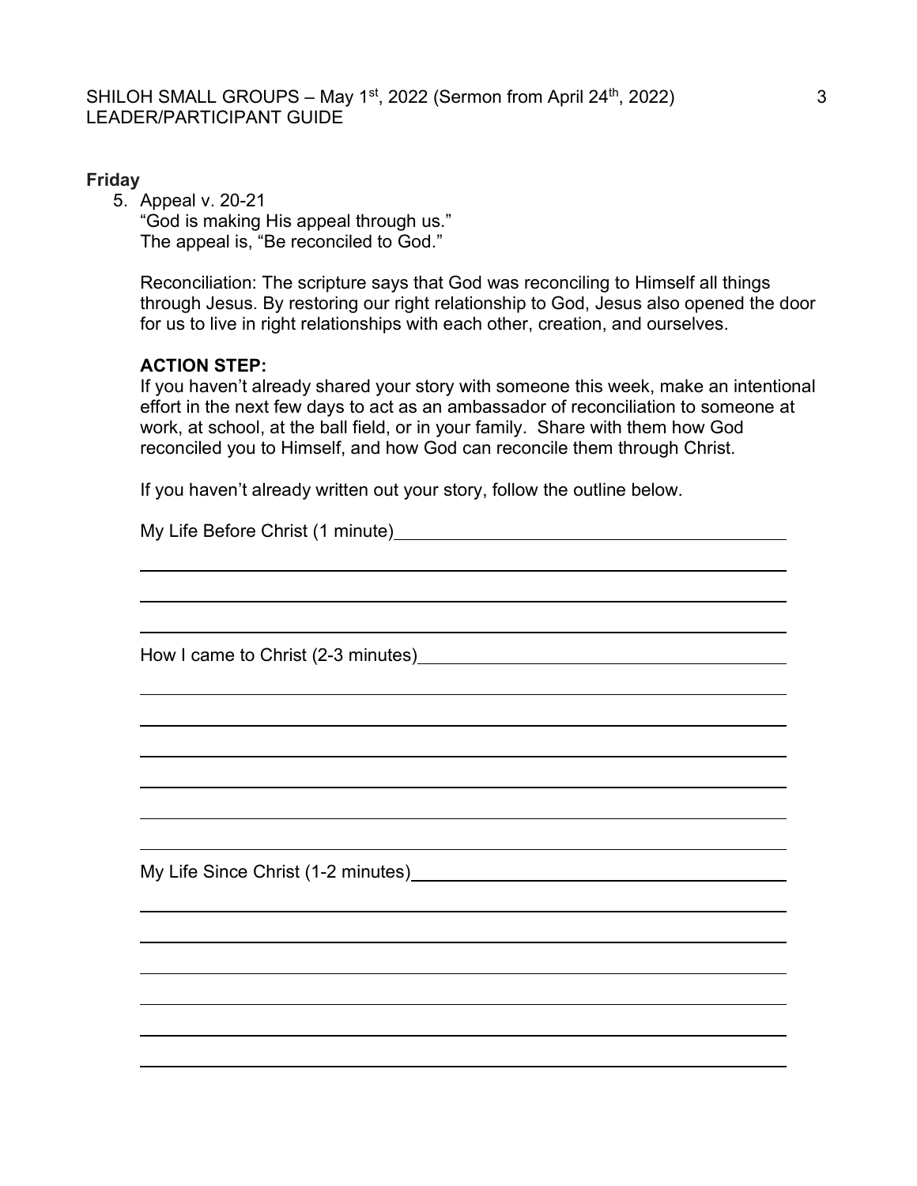**Friday**

5. Appeal v. 20-21
   "God is making His appeal through us."
   The appeal is, "Be reconciled to God."

   Reconciliation: The scripture says that God was reconciling to Himself all things through Jesus. By restoring our right relationship to God, Jesus also opened the door for us to live in right relationships with each other, creation, and ourselves.

   **ACTION STEP:**
   If you haven't already shared your story with someone this week, make an intentional effort in the next few days to act as an ambassador of reconciliation to someone at work, at school, at the ball field, or in your family. Share with them how God reconciled you to Himself, and how God can reconcile them through Christ.

   If you haven't already written out your story, follow the outline below.

   My Life Before Christ (1 minute)\_\_\_\_\_\_\_\_\_\_\_\_\_\_\_\_\_\_\_\_\_\_\_\_\_\_\_\_\_\_\_\_\_\_\_\_\_\_\_\_

   \_\_\_\_\_\_\_\_\_\_\_\_\_\_\_\_\_\_\_\_\_\_\_\_\_\_\_\_\_\_\_\_\_\_\_\_\_\_\_\_\_\_\_\_\_\_\_\_\_\_\_\_\_\_\_\_\_\_\_\_\_\_\_\_\_\_\_\_\_\_

   \_\_\_\_\_\_\_\_\_\_\_\_\_\_\_\_\_\_\_\_\_\_\_\_\_\_\_\_\_\_\_\_\_\_\_\_\_\_\_\_\_\_\_\_\_\_\_\_\_\_\_\_\_\_\_\_\_\_\_\_\_\_\_\_\_\_\_\_\_\_

   \_\_\_\_\_\_\_\_\_\_\_\_\_\_\_\_\_\_\_\_\_\_\_\_\_\_\_\_\_\_\_\_\_\_\_\_\_\_\_\_\_\_\_\_\_\_\_\_\_\_\_\_\_\_\_\_\_\_\_\_\_\_\_\_\_\_\_\_\_\_

   How I came to Christ (2-3 minutes)\_\_\_\_\_\_\_\_\_\_\_\_\_\_\_\_\_\_\_\_\_\_\_\_\_\_\_\_\_\_\_\_\_\_\_\_\_\_

   \_\_\_\_\_\_\_\_\_\_\_\_\_\_\_\_\_\_\_\_\_\_\_\_\_\_\_\_\_\_\_\_\_\_\_\_\_\_\_\_\_\_\_\_\_\_\_\_\_\_\_\_\_\_\_\_\_\_\_\_\_\_\_\_\_\_\_\_\_\_

   \_\_\_\_\_\_\_\_\_\_\_\_\_\_\_\_\_\_\_\_\_\_\_\_\_\_\_\_\_\_\_\_\_\_\_\_\_\_\_\_\_\_\_\_\_\_\_\_\_\_\_\_\_\_\_\_\_\_\_\_\_\_\_\_\_\_\_\_\_\_

   \_\_\_\_\_\_\_\_\_\_\_\_\_\_\_\_\_\_\_\_\_\_\_\_\_\_\_\_\_\_\_\_\_\_\_\_\_\_\_\_\_\_\_\_\_\_\_\_\_\_\_\_\_\_\_\_\_\_\_\_\_\_\_\_\_\_\_\_\_\_

   \_\_\_\_\_\_\_\_\_\_\_\_\_\_\_\_\_\_\_\_\_\_\_\_\_\_\_\_\_\_\_\_\_\_\_\_\_\_\_\_\_\_\_\_\_\_\_\_\_\_\_\_\_\_\_\_\_\_\_\_\_\_\_\_\_\_\_\_\_\_

   \_\_\_\_\_\_\_\_\_\_\_\_\_\_\_\_\_\_\_\_\_\_\_\_\_\_\_\_\_\_\_\_\_\_\_\_\_\_\_\_\_\_\_\_\_\_\_\_\_\_\_\_\_\_\_\_\_\_\_\_\_\_\_\_\_\_\_\_\_\_

   \_\_\_\_\_\_\_\_\_\_\_\_\_\_\_\_\_\_\_\_\_\_\_\_\_\_\_\_\_\_\_\_\_\_\_\_\_\_\_\_\_\_\_\_\_\_\_\_\_\_\_\_\_\_\_\_\_\_\_\_\_\_\_\_\_\_\_\_\_\_

   My Life Since Christ (1-2 minutes)\_\_\_\_\_\_\_\_\_\_\_\_\_\_\_\_\_\_\_\_\_\_\_\_\_\_\_\_\_\_\_\_\_\_\_\_\_\_

   \_\_\_\_\_\_\_\_\_\_\_\_\_\_\_\_\_\_\_\_\_\_\_\_\_\_\_\_\_\_\_\_\_\_\_\_\_\_\_\_\_\_\_\_\_\_\_\_\_\_\_\_\_\_\_\_\_\_\_\_\_\_\_\_\_\_\_\_\_\_

   \_\_\_\_\_\_\_\_\_\_\_\_\_\_\_\_\_\_\_\_\_\_\_\_\_\_\_\_\_\_\_\_\_\_\_\_\_\_\_\_\_\_\_\_\_\_\_\_\_\_\_\_\_\_\_\_\_\_\_\_\_\_\_\_\_\_\_\_\_\_

   \_\_\_\_\_\_\_\_\_\_\_\_\_\_\_\_\_\_\_\_\_\_\_\_\_\_\_\_\_\_\_\_\_\_\_\_\_\_\_\_\_\_\_\_\_\_\_\_\_\_\_\_\_\_\_\_\_\_\_\_\_\_\_\_\_\_\_\_\_\_

   \_\_\_\_\_\_\_\_\_\_\_\_\_\_\_\_\_\_\_\_\_\_\_\_\_\_\_\_\_\_\_\_\_\_\_\_\_\_\_\_\_\_\_\_\_\_\_\_\_\_\_\_\_\_\_\_\_\_\_\_\_\_\_\_\_\_\_\_\_\_

   \_\_\_\_\_\_\_\_\_\_\_\_\_\_\_\_\_\_\_\_\_\_\_\_\_\_\_\_\_\_\_\_\_\_\_\_\_\_\_\_\_\_\_\_\_\_\_\_\_\_\_\_\_\_\_\_\_\_\_\_\_\_\_\_\_\_\_\_\_\_

   \_\_\_\_\_\_\_\_\_\_\_\_\_\_\_\_\_\_\_\_\_\_\_\_\_\_\_\_\_\_\_\_\_\_\_\_\_\_\_\_\_\_\_\_\_\_\_\_\_\_\_\_\_\_\_\_\_\_\_\_\_\_\_\_\_\_\_\_\_\_